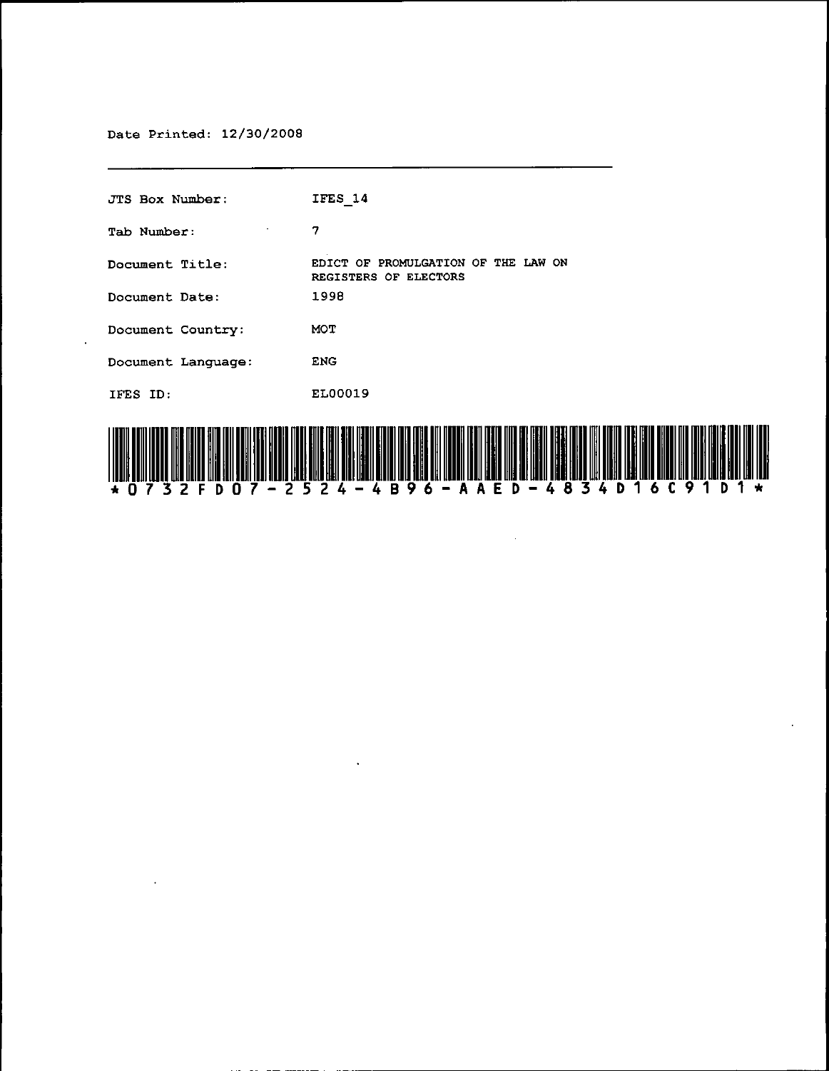Date Printed: 12/30/2008

---

| | |
|---|---|
| JTS Box Number: | IFES_14 |
| Tab Number: | 7 |
| Document Title: | EDICT OF PROMULGATION OF THE LAW ON REGISTERS OF ELECTORS |
| Document Date: | 1998 |
| Document Country: | MOT |
| Document Language: | ENG |
| IFES ID: | EL00019 |

*0732FD07-2524-4B96-AAED-4834D16C91D1*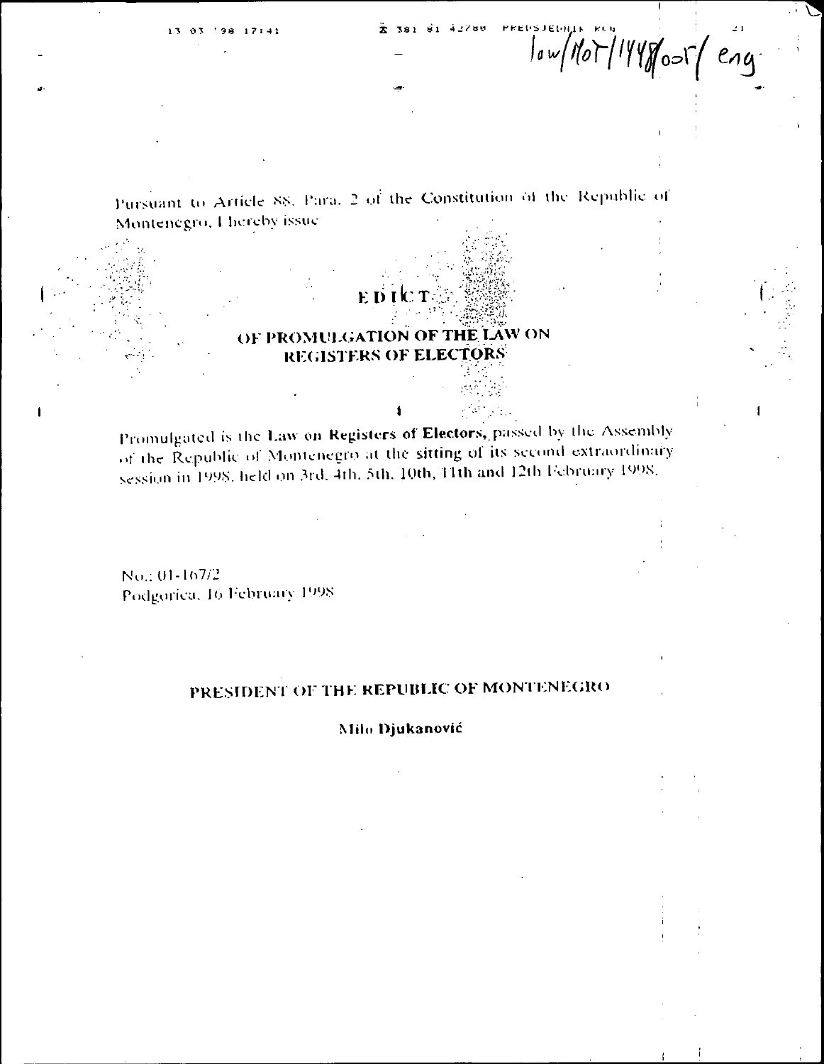Pursuant to Article 88, Para. 2 of the Constitution of the Republic of Montenegro, I hereby issue

# EDICT

## OF PROMULGATION OF THE LAW ON REGISTERS OF ELECTORS

Promulgated is the **Law on Registers of Electors**, passed by the Assembly of the Republic of Montenegro at the sitting of its second extraordinary session in 1998, held on 3rd, 4th, 5th, 10th, 11th and 12th February 1998.

No.: 01-167/2
Podgorica, 16 February 1998

**PRESIDENT OF THE REPUBLIC OF MONTENEGRO**

**Milo Djukanović**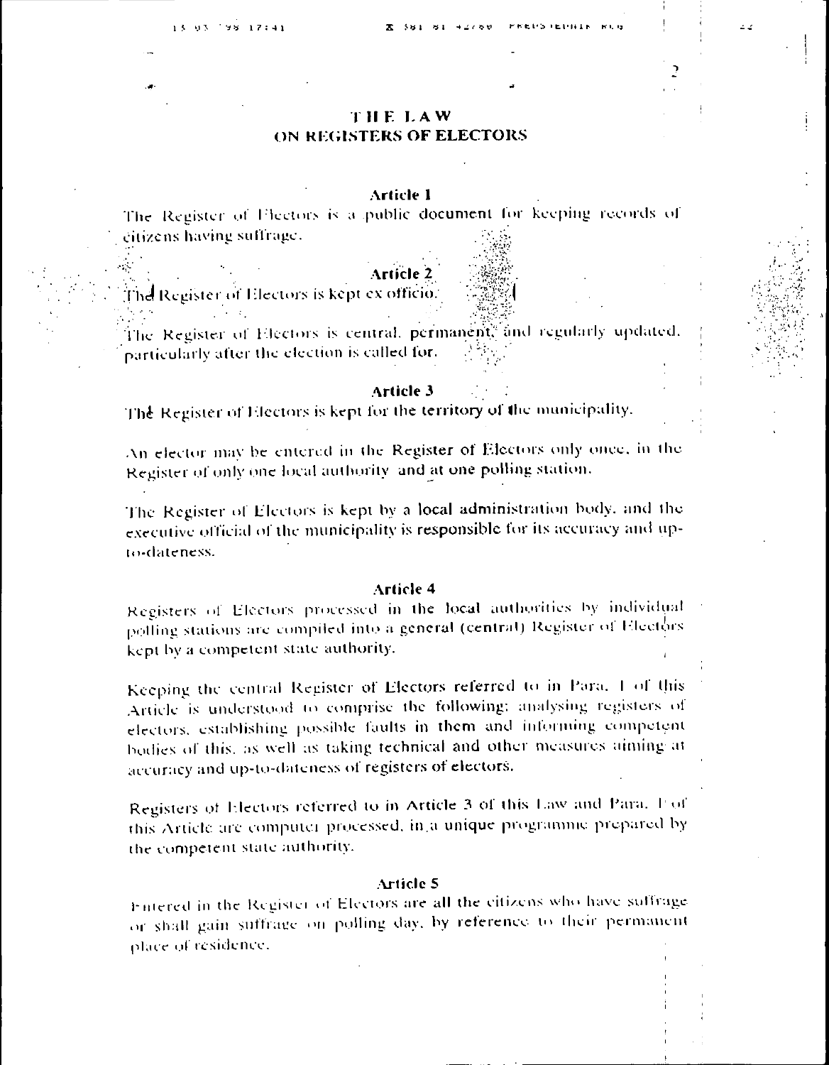# THE LAW ON REGISTERS OF ELECTORS

### Article 1

The Register of Electors is a public document for keeping records of citizens having suffrage.

### Article 2

The Register of Electors is kept ex officio.

The Register of Electors is central, permanent, and regularly updated, particularly after the election is called for.

### Article 3

The Register of Electors is kept for the territory of the municipality.

An elector may be entered in the Register of Electors only once, in the Register of only one local authority and at one polling station.

The Register of Electors is kept by a local administration body, and the executive official of the municipality is responsible for its accuracy and up-to-dateness.

### Article 4

Registers of Electors processed in the local authorities by individual polling stations are compiled into a general (central) Register of Electors kept by a competent state authority.

Keeping the central Register of Electors referred to in Para. 1 of this Article is understood to comprise the following: analysing registers of electors, establishing possible faults in them and informing competent bodies of this, as well as taking technical and other measures aiming at accuracy and up-to-dateness of registers of electors.

Registers of Electors referred to in Article 3 of this Law and Para. 1 of this Article are computer processed, in a unique programme prepared by the competent state authority.

### Article 5

Entered in the Register of Electors are all the citizens who have suffrage or shall gain suffrage on polling day, by reference to their permanent place of residence.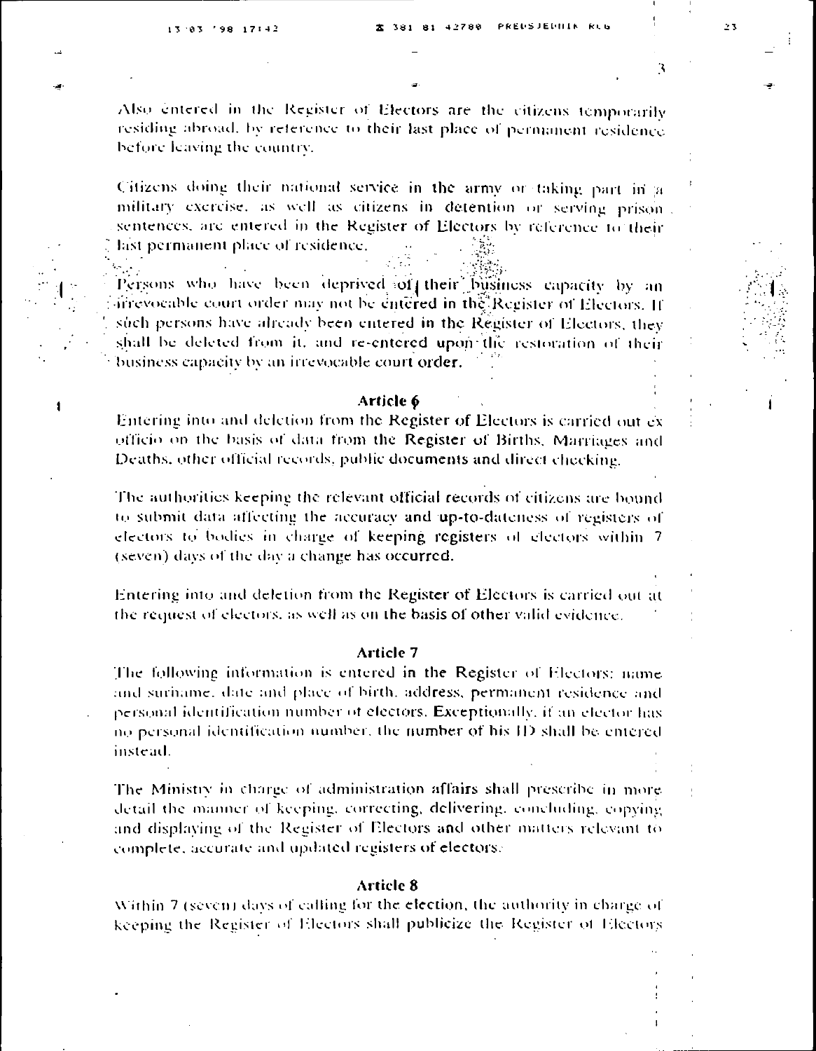Also entered in the Register of Electors are the citizens temporarily residing abroad, by reference to their last place of permanent residence before leaving the country.

Citizens doing their national service in the army or taking part in a military exercise, as well as citizens in detention or serving prison sentences, are entered in the Register of Electors by reference to their last permanent place of residence.

Persons who have been deprived of their business capacity by an irrevocable court order may not be entered in the Register of Electors. If such persons have already been entered in the Register of Electors, they shall be deleted from it, and re-entered upon the restoration of their business capacity by an irrevocable court order.

### Article 6

Entering into and deletion from the Register of Electors is carried out ex officio on the basis of data from the Register of Births, Marriages and Deaths, other official records, public documents and direct checking.

The authorities keeping the relevant official records of citizens are bound to submit data affecting the accuracy and up-to-dateness of registers of electors to bodies in charge of keeping registers of electors within 7 (seven) days of the day a change has occurred.

Entering into and deletion from the Register of Electors is carried out at the request of electors, as well as on the basis of other valid evidence.

### Article 7

The following information is entered in the Register of Electors: name and surname, date and place of birth, address, permanent residence and personal identification number of electors. Exceptionally, if an elector has no personal identification number, the number of his ID shall be entered instead.

The Ministry in charge of administration affairs shall prescribe in more detail the manner of keeping, correcting, delivering, concluding, copying and displaying of the Register of Electors and other matters relevant to complete, accurate and updated registers of electors.

### Article 8

Within 7 (seven) days of calling for the election, the authority in charge of keeping the Register of Electors shall publicize the Register of Electors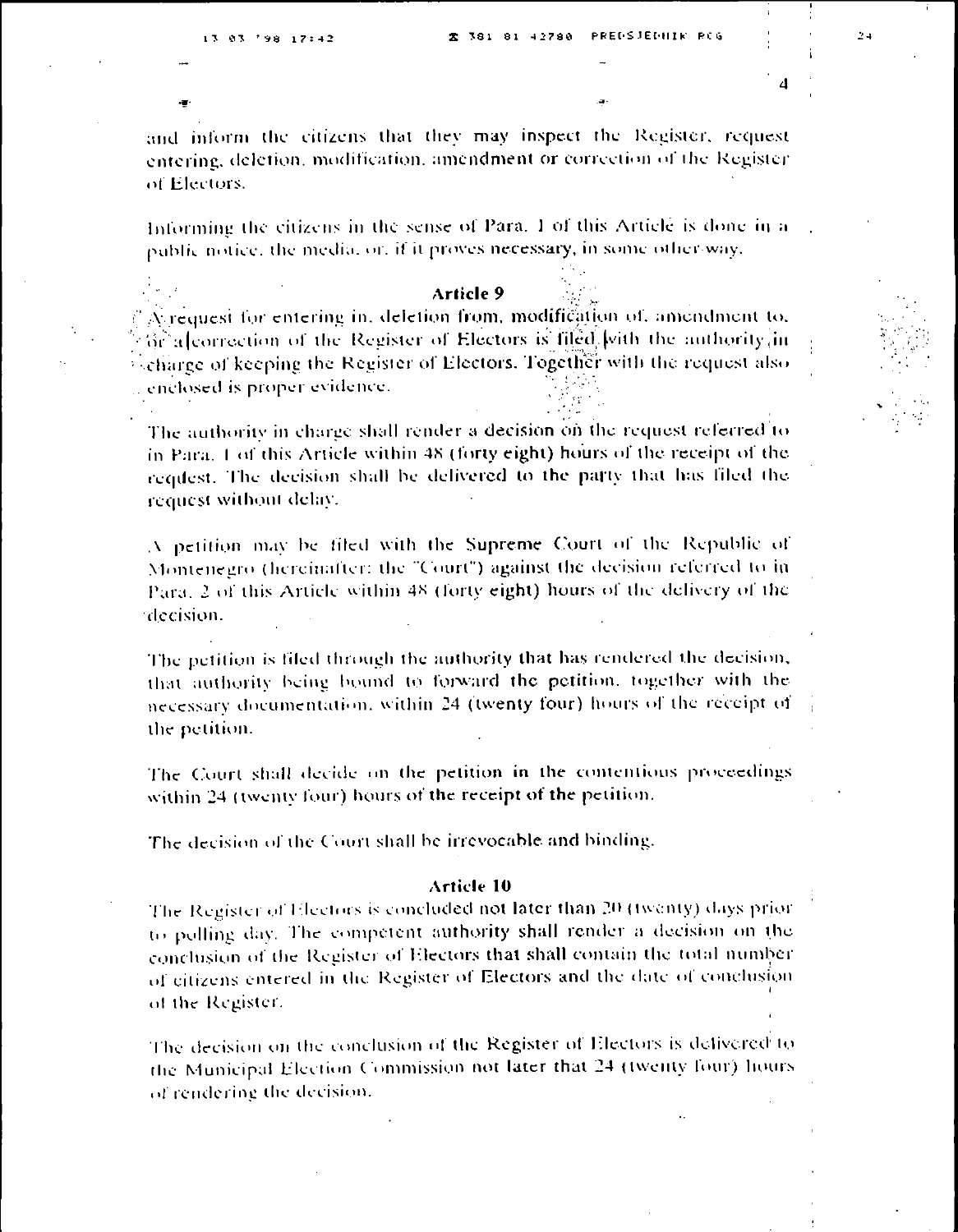and inform the citizens that they may inspect the Register, request entering, deletion, modification, amendment or correction of the Register of Electors.

Informing the citizens in the sense of Para. 1 of this Article is done in a public notice, the media, or, if it proves necessary, in some other way.

### Article 9

A request for entering in, deletion from, modification of, amendment to, or a correction of the Register of Electors is filed with the authority in charge of keeping the Register of Electors. Together with the request also enclosed is proper evidence.

The authority in charge shall render a decision on the request referred to in Para. 1 of this Article within 48 (forty eight) hours of the receipt of the request. The decision shall be delivered to the party that has filed the request without delay.

A petition may be filed with the Supreme Court of the Republic of Montenegro (hereinafter: the "Court") against the decision referred to in Para. 2 of this Article within 48 (forty eight) hours of the delivery of the decision.

The petition is filed through the authority that has rendered the decision, that authority being bound to forward the petition, together with the necessary documentation, within 24 (twenty four) hours of the receipt of the petition.

The Court shall decide on the petition in the contentious proceedings within 24 (twenty four) hours of the receipt of the petition.

The decision of the Court shall be irrevocable and binding.

### Article 10

The Register of Electors is concluded not later than 20 (twenty) days prior to polling day. The competent authority shall render a decision on the conclusion of the Register of Electors that shall contain the total number of citizens entered in the Register of Electors and the date of conclusion of the Register.

The decision on the conclusion of the Register of Electors is delivered to the Municipal Election Commission not later that 24 (twenty four) hours of rendering the decision.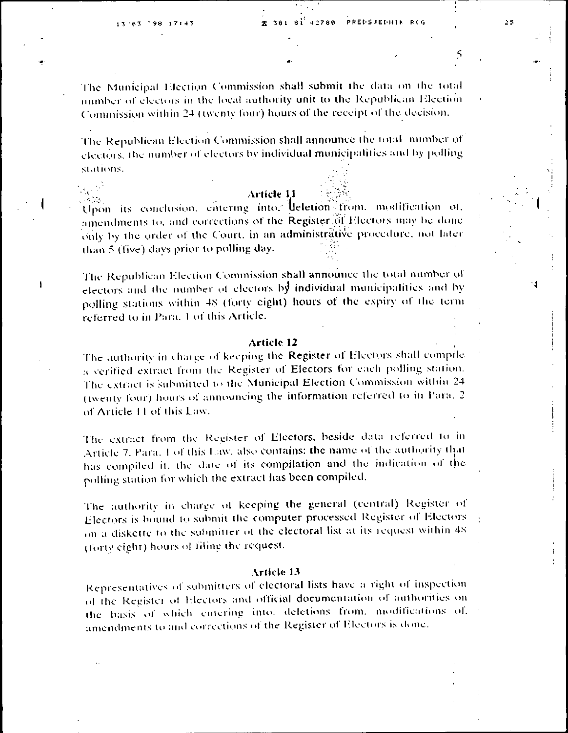The Municipal Election Commission shall submit the data on the total number of electors in the local authority unit to the Republican Election Commission within 24 (twenty four) hours of the receipt of the decision.

The Republican Election Commission shall announce the total number of electors, the number of electors by individual municipalities and by polling stations.

### Article 11

Upon its conclusion, entering into, deletion from, modification of, amendments to, and corrections of the Register of Electors may be done only by the order of the Court, in an administrative procedure, not later than 5 (five) days prior to polling day.

The Republican Election Commission shall announce the total number of electors and the number of electors by individual municipalities and by polling stations within 48 (forty eight) hours of the expiry of the term referred to in Para. 1 of this Article.

### Article 12

The authority in charge of keeping the Register of Electors shall compile a verified extract from the Register of Electors for each polling station. The extract is submitted to the Municipal Election Commission within 24 (twenty four) hours of announcing the information referred to in Para. 2 of Article 11 of this Law.

The extract from the Register of Electors, beside data referred to in Article 7, Para. 1 of this Law, also contains: the name of the authority that has compiled it, the date of its compilation and the indication of the polling station for which the extract has been compiled.

The authority in charge of keeping the general (central) Register of Electors is bound to submit the computer processed Register of Electors on a diskette to the submitter of the electoral list at its request within 48 (forty eight) hours of filing the request.

### Article 13

Representatives of submitters of electoral lists have a right of inspection of the Register of Electors and official documentation of authorities on the basis of which entering into, deletions from, modifications of, amendments to and corrections of the Register of Electors is done.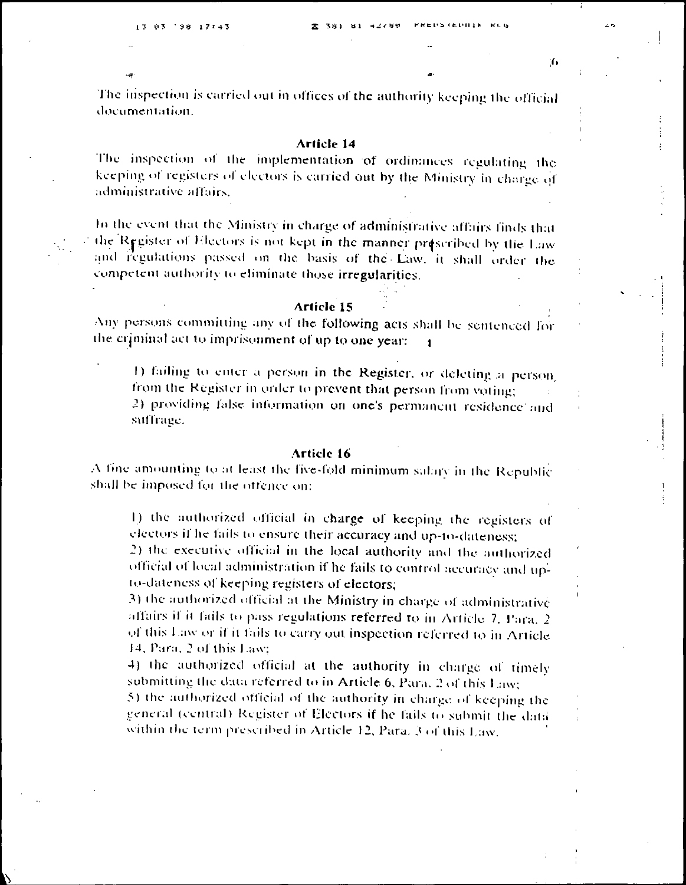The inspection is carried out in offices of the authority keeping the official documentation.

### Article 14

The inspection of the implementation of ordinances regulating the keeping of registers of electors is carried out by the Ministry in charge of administrative affairs.

In the event that the Ministry in charge of administrative affairs finds that the Register of Electors is not kept in the manner prescribed by the Law and regulations passed on the basis of the Law, it shall order the competent authority to eliminate those irregularities.

### Article 15

Any persons committing any of the following acts shall be sentenced for the criminal act to imprisonment of up to one year:

1) failing to enter a person in the Register, or deleting a person from the Register in order to prevent that person from voting;
2) providing false information on one's permanent residence and suffrage.

### Article 16

A fine amounting to at least the five-fold minimum salary in the Republic shall be imposed for the offence on:

1) the authorized official in charge of keeping the registers of electors if he fails to ensure their accuracy and up-to-dateness;
2) the executive official in the local authority and the authorized official of local administration if he fails to control accuracy and up-to-dateness of keeping registers of electors;
3) the authorized official at the Ministry in charge of administrative affairs if it fails to pass regulations referred to in Article 7, Para. 2 of this Law or if it fails to carry out inspection referred to in Article 14, Para. 2 of this Law;
4) the authorized official at the authority in charge of timely submitting the data referred to in Article 6, Para. 2 of this Law;
5) the authorized official of the authority in charge of keeping the general (central) Register of Electors if he fails to submit the data within the term prescribed in Article 12, Para. 3 of this Law.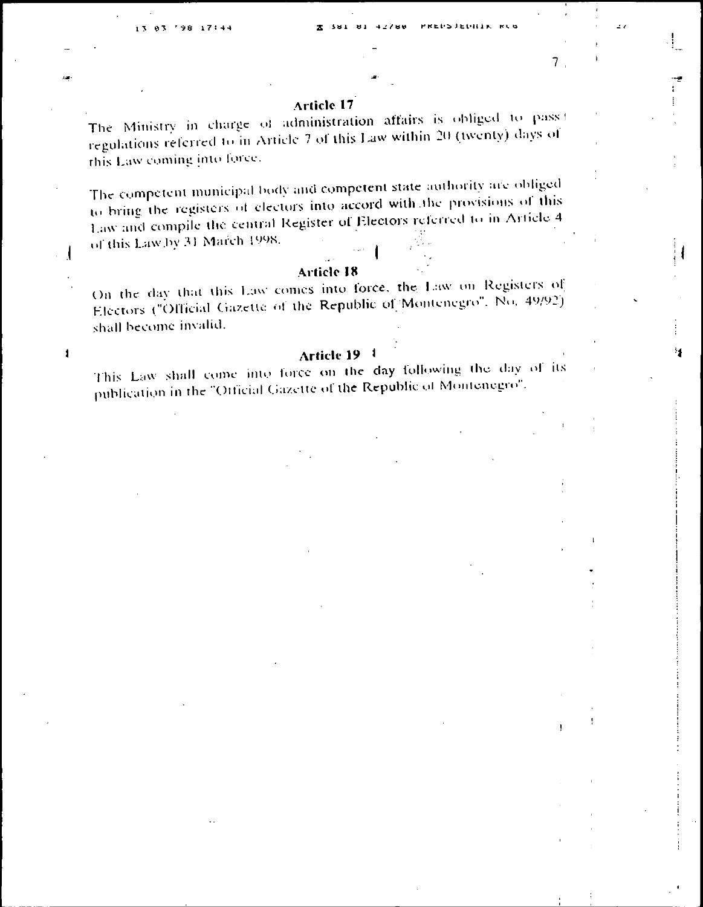### Article 17

The Ministry in charge of administration affairs is obliged to pass regulations referred to in Article 7 of this Law within 20 (twenty) days of this Law coming into force.

The competent municipal body and competent state authority are obliged to bring the registers of electors into accord with the provisions of this Law and compile the central Register of Electors referred to in Article 4 of this Law by 31 March 1998.

### Article 18

On the day that this Law comes into force, the Law on Registers of Electors ("Official Gazette of the Republic of Montenegro", No. 49/92) shall become invalid.

### Article 19

This Law shall come into force on the day following the day of its publication in the "Official Gazette of the Republic of Montenegro".